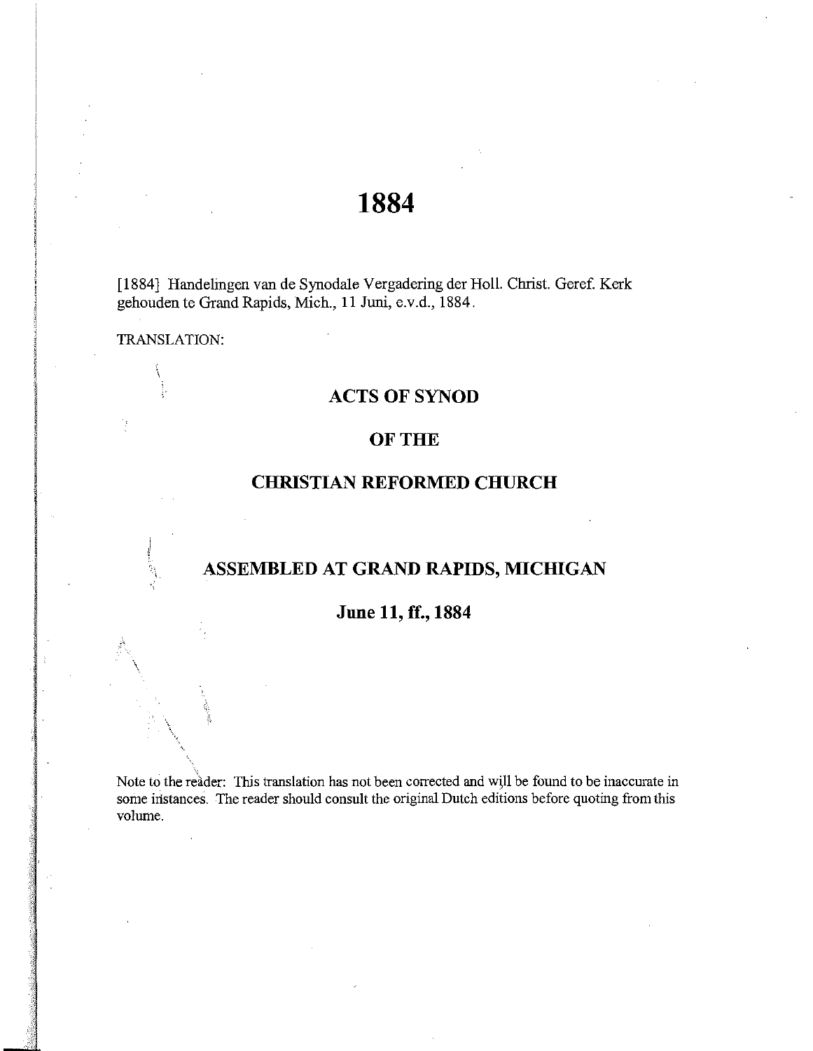# 1884

[1884] Handelingen van de Synodale Vergadering der Holl. Christ. Geref. Kerk gehouden te Grand Rapids, Mich., 11 Juni, e.v.d., 1884.

TRANSLATION:

## ACTS OF SYNOD

## OF THE

## CHRISTIAN REFORMED CHURCH

## ASSEMBLED AT GRAND RAPIDS, MICHIGAN

### June 11, ff., 1884

Note to the reader: This translation has not been corrected and will be found to be inaccurate in some instances. The reader should consult the original Dutch editions before quoting from this volume.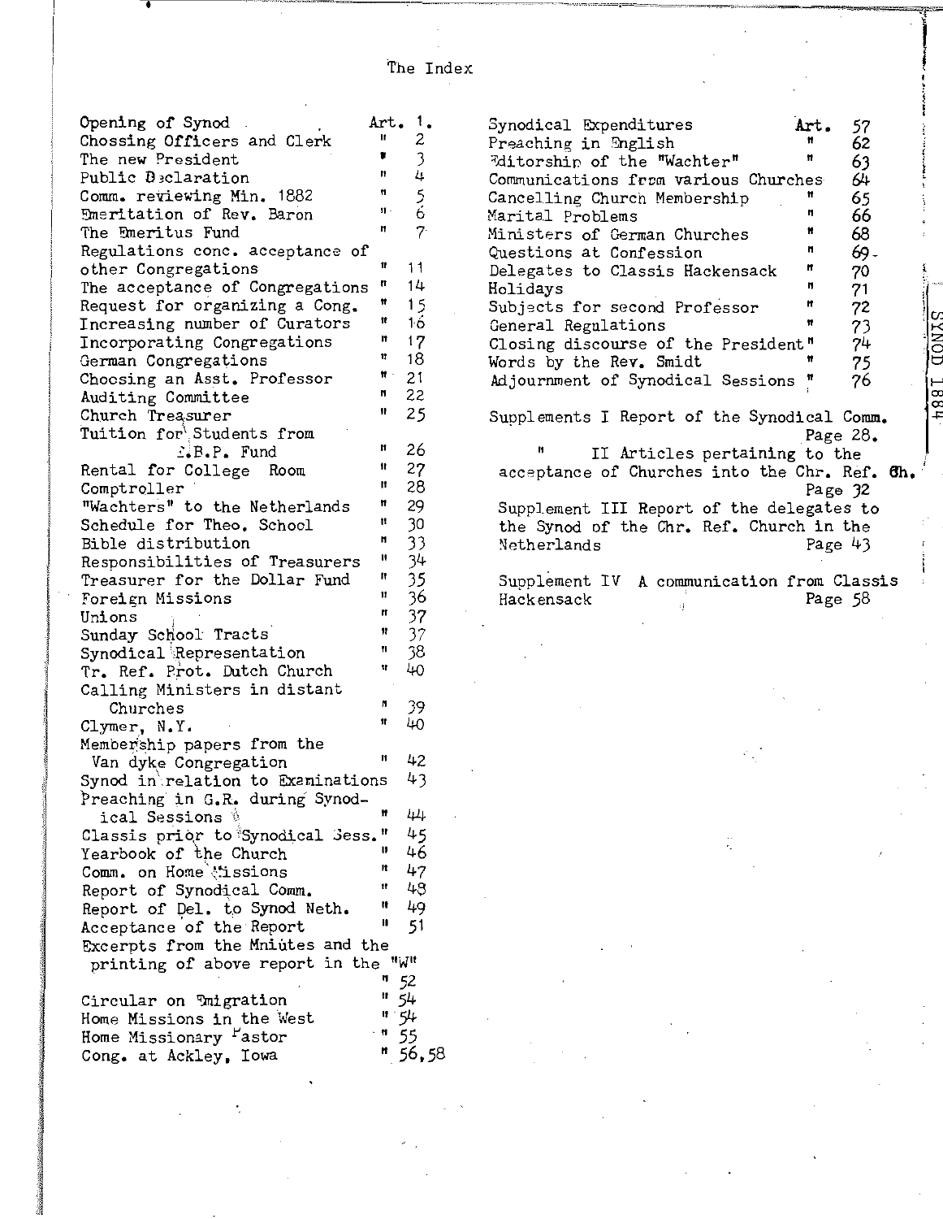# The Index

| | |
|---|---|
| Opening of Synod | Art. 1. |
| Chossing Officers and Clerk | " 2 |
| The new President | " 3 |
| Public Declaration | " 4 |
| Comm. reviewing Min. 1882 | " 5 |
| Emeritation of Rev. Baron | " 6 |
| The Emeritus Fund | " 7 |
| Regulations conc. acceptance of other Congregations | " 11 |
| The acceptance of Congregations | " 14 |
| Request for organizing a Cong. | " 15 |
| Increasing number of Curators | " 16 |
| Incorporating Congregations | " 17 |
| German Congregations | " 18 |
| Choosing an Asst. Professor | " 21 |
| Auditing Committee | " 22 |
| Church Treasurer | " 25 |
| Tuition for Students from E.B.P. Fund | " 26 |
| Rental for College Room | " 27 |
| Comptroller | " 28 |
| "Wachters" to the Netherlands | " 29 |
| Schedule for Theo. School | " 30 |
| Bible distribution | " 33 |
| Responsibilities of Treasurers | " 34 |
| Treasurer for the Dollar Fund | " 35 |
| Foreign Missions | " 36 |
| Unions | " 37 |
| Sunday School Tracts | " 37 |
| Synodical Representation | " 38 |
| Tr. Ref. Prot. Dutch Church | " 40 |
| Calling Ministers in distant Churches | " 39 |
| Clymer, N.Y. | " 40 |
| Membership papers from the Van dyke Congregation | " 42 |
| Synod in relation to Examinations | 43 |
| Preaching in G.R. during Synodical Sessions | " 44 |
| Classis prior to Synodical Sess. | " 45 |
| Yearbook of the Church | " 46 |
| Comm. on Home Missions | " 47 |
| Report of Synodical Comm. | " 48 |
| Report of Del. to Synod Neth. | " 49 |
| Acceptance of the Report | " 51 |
| Excerpts from the Mniutes and the printing of above report in the "W" | " 52 |
| Circular on Emigration | " 54 |
| Home Missions in the West | " 54 |
| Home Missionary Pastor | " 55 |
| Cong. at Ackley, Iowa | " 56,58 |
| Synodical Expenditures | Art. 57 |
| Preaching in English | " 62 |
| Editorship of the "Wachter" | " 63 |
| Communications from various Churches | 64 |
| Cancelling Church Membership | " 65 |
| Marital Problems | " 66 |
| Ministers of German Churches | " 68 |
| Questions at Confession | " 69 |
| Delegates to Classis Hackensack | " 70 |
| Holidays | " 71 |
| Subjects for second Professor | " 72 |
| General Regulations | " 73 |
| Closing discourse of the President | " 74 |
| Words by the Rev. Smidt | " 75 |
| Adjournment of Synodical Sessions | " 76 |

Supplements I Report of the Synodical Comm. Page 28.

" II Articles pertaining to the acceptance of Churches into the Chr. Ref. Ch. Page 32

Supplement III Report of the delegates to the Synod of the Chr. Ref. Church in the Netherlands Page 43

Supplement IV A communication from Classis Hackensack Page 58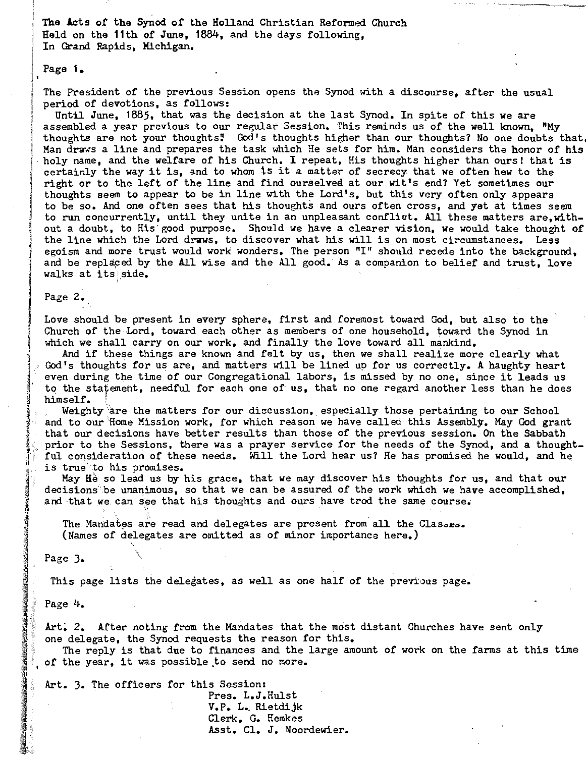The Acts of the Synod of the Holland Christian Reformed Church
Held on the 11th of June, 1884, and the days following,
In Grand Rapids, Michigan.

Page 1.

The President of the previous Session opens the Synod with a discourse, after the usual period of devotions, as follows:

Until June, 1885, that was the decision at the last Synod. In spite of this we are assembled a year previous to our regular Session. This reminds us of the well known, "My thoughts are not your thoughts? God's thoughts higher than our thoughts? No one doubts that. Man draws a line and prepares the task which He sets for him. Man considers the honor of his holy name, and the welfare of his Church. I repeat, His thoughts higher than ours! that is certainly the way it is, and to whom is it a matter of secrecy that we often hew to the right or to the left of the line and find ourselved at our wit's end? Yet sometimes our thoughts seem to appear to be in line with the Lord's, but this very often only appears to be so. And one often sees that his thoughts and ours often cross, and yet at times seem to run concurrently, until they unite in an unpleasant conflict. All these matters are, without a doubt, to His good purpose. Should we have a clearer vision, we would take thought of the line which the Lord draws, to discover what his will is on most circumstances. Less egoism and more trust would work wonders. The person "I" should recede into the background, and be replaced by the All wise and the All good. As a companion to belief and trust, love walks at its side.

Page 2.

Love should be present in every sphere, first and foremost toward God, but also to the Church of the Lord, toward each other as members of one household, toward the Synod in which we shall carry on our work, and finally the love toward all mankind.

And if these things are known and felt by us, then we shall realize more clearly what God's thoughts for us are, and matters will be lined up for us correctly. A haughty heart even during the time of our Congregational labors, is missed by no one, since it leads us to the statement, needful for each one of us, that no one regard another less than he does himself.

Weighty are the matters for our discussion, especially those pertaining to our School and to our Home Mission work, for which reason we have called this Assembly. May God grant that our decisions have better results than those of the previous session. On the Sabbath prior to the Sessions, there was a prayer service for the needs of the Synod, and a thoughtful consideration of these needs. Will the Lord hear us? He has promised he would, and he is true to his promises.

May He so lead us by his grace, that we may discover his thoughts for us, and that our decisions be unanimous, so that we can be assured of the work which we have accomplished, and that we can see that his thoughts and ours have trod the same course.

The Mandates are read and delegates are present from all the Classes.
(Names of delegates are omitted as of minor importance here.)

Page 3.

This page lists the delegates, as well as one half of the previous page.

Page 4.

Art. 2. After noting from the Mandates that the most distant Churches have sent only one delegate, the Synod requests the reason for this.

The reply is that due to finances and the large amount of work on the farms at this time of the year, it was possible to send no more.

Art. 3. The officers for this Session:

Pres. L.J.Hulst
V.P. L. Rietdijk
Clerk, G. Hemkes
Asst. Cl. J. Noordewier.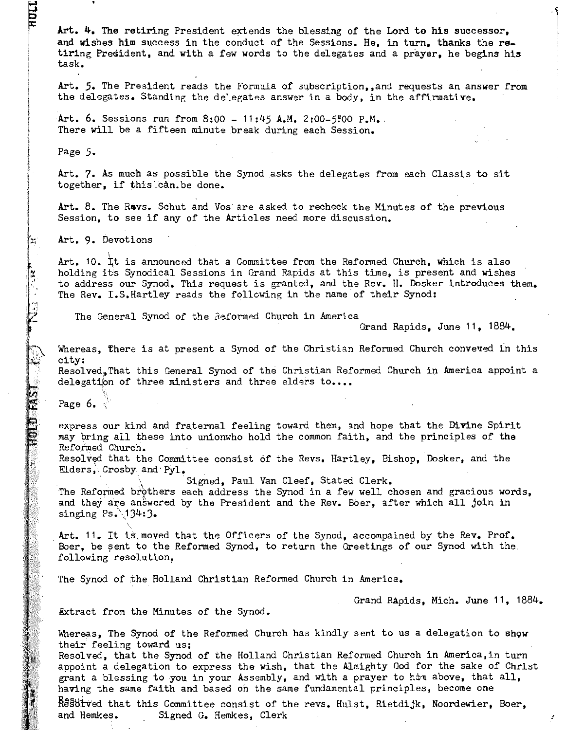Art. 4. The retiring President extends the blessing of the Lord to his successor, and wishes him success in the conduct of the Sessions. He, in turn, thanks the retiring President, and with a few words to the delegates and a prayer, he begins his task.

Art. 5. The President reads the Formula of subscription,,and requests an answer from the delegates. Standing the delegates answer in a body, in the affirmative.

Art. 6. Sessions run from 8:00 - 11:45 A.M. 2:00-5:00 P.M.
There will be a fifteen minute break during each Session.

Page 5.

Art. 7. As much as possible the Synod asks the delegates from each Classis to sit together, if this can be done.

Art. 8. The Revs. Schut and Vos are asked to recheck the Minutes of the previous Session, to see if any of the Articles need more discussion.

Art. 9. Devotions

Art. 10. It is announced that a Committee from the Reformed Church, which is also holding its Synodical Sessions in Grand Rapids at this time, is present and wishes to address our Synod. This request is granted, and the Rev. H. Dosker introduces them. The Rev. I.S.Hartley reads the following in the name of their Synod:

The General Synod of the Reformed Church in America

Grand Rapids, June 11, 1884.

Whereas, there is at present a Synod of the Christian Reformed Church conveved in this city:
Resolved,That this General Synod of the Christian Reformed Church in America appoint a delegation of three ministers and three elders to....

Page 6.

express our kind and fraternal feeling toward them, and hope that the Divine Spirit may bring all these into unionwho hold the common faith, and the principles of the Reformed Church.
Resolved that the Committee consist of the Revs. Hartley, Bishop, Dosker, and the Elders, Crosby and Pyl.

Signed, Paul Van Cleef, Stated Clerk.

The Reformed brothers each address the Synod in a few well chosen and gracious words, and they are answered by the President and the Rev. Boer, after which all join in singing Ps. 134:3.

Art. 11. It is moved that the Officers of the Synod, accompained by the Rev. Prof. Boer, be sent to the Reformed Synod, to return the Greetings of our Synod with the following resolution,

The Synod of the Holland Christian Reformed Church in America.

Grand Rapids, Mich. June 11, 1884.

Extract from the Minutes of the Synod.

Whereas, The Synod of the Reformed Church has kindly sent to us a delegation to show their feeling toward us;
Resolved, that the Synod of the Holland Christian Reformed Church in America,in turn appoint a delegation to express the wish, that the Almighty God for the sake of Christ grant a blessing to you in your Assembly, and with a prayer to him above, that all, having the same faith and based on the same fundamental principles, become one
Resolved that this Committee consist of the revs. Hulst, Rietdijk, Noordewier, Boer, and Hemkes. Signed G. Hemkes, Clerk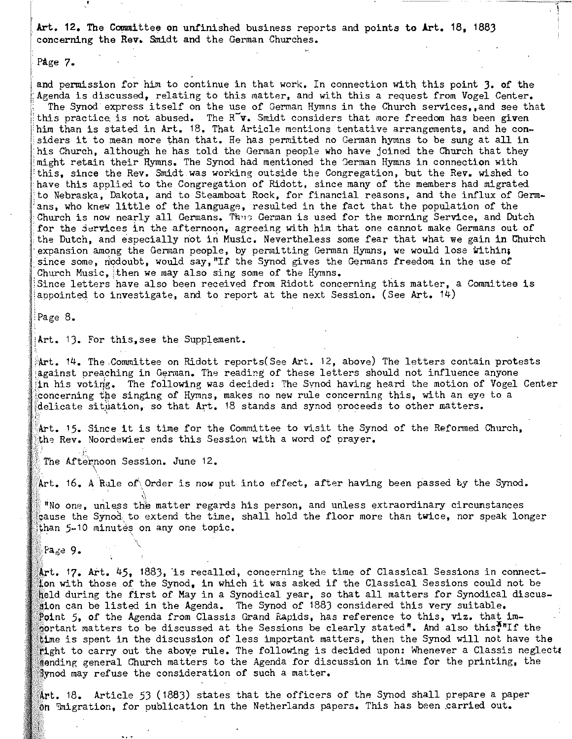Art. 12. The Committee on unfinished business reports and points to Art. 18, 1883 concerning the Rev. Smidt and the German Churches.

Page 7.

and permission for him to continue in that work. In connection with this point 3. of the Agenda is discussed, relating to this matter, and with this a request from Vogel Center.

The Synod express itself on the use of German Hymns in the Church services,,and see that this practice is not abused. The R~v. Smidt considers that more freedom has been given him than is stated in Art. 18. That Article mentions tentative arrangements, and he considers it to mean more than that. He has permitted no German hymns to be sung at all in his Church, although he has told the German people who have joined the Church that they might retain their Hymns. The Synod had mentioned the German Hymns in connection with this, since the Rev. Smidt was working outside the Congregation, but the Rev. wished to have this applied to the Congregation of Ridott, since many of the members had migrated to Nebraska, Dakota, and to Steamboat Rock, for financial reasons, and the influx of Germans, who knew little of the language, resulted in the fact that the population of the Church is now nearly all Germans. Thus German is used for the morning Service, and Dutch for the services in the afternoon, agreeing with him that one cannot make Germans out of the Dutch, and especially not in Music. Nevertheless some fear that what we gain in Church expansion among the German people, by permitting German Hymns, we would lose within; since some, nodoubt, would say,"If the Synod gives the Germans freedom in the use of Church Music, then we may also sing some of the Hymns.

Since letters have also been received from Ridott concerning this matter, a Committee is appointed to investigate, and to report at the next Session. (See Art. 14)

Page 8.

Art. 13. For this,see the Supplement.

Art. 14. The Committee on Ridott reports(See Art. 12, above) The letters contain protests against preaching in German. The reading of these letters should not influence anyone in his voting. The following was decided: The Synod having heard the motion of Vogel Center concerning the singing of Hymns, makes no new rule concerning this, with an eye to a delicate situation, so that Art. 18 stands and synod proceeds to other matters.

Art. 15. Since it is time for the Committee to visit the Synod of the Reformed Church, the Rev. Noordewier ends this Session with a word of prayer.

The Afternoon Session. June 12.

Art. 16. A Rule of Order is now put into effect, after having been passed by the Synod.

"No one, unless the matter regards his person, and unless extraordinary circumstances cause the Synod to extend the time, shall hold the floor more than twice, nor speak longer than 5-10 minutes on any one topic.

Page 9.

Art. 17. Art. 45, 1883, is recalled, concerning the time of Classical Sessions in connection with those of the Synod, in which it was asked if the Classical Sessions could not be held during the first of May in a Synodical year, so that all matters for Synodical discussion can be listed in the Agenda. The Synod of 1883 considered this very suitable. Point 5, of the Agenda from Classis Grand Rapids, has reference to this, viz. that important matters to be discussed at the Sessions be clearly stated". And also this;"If the time is spent in the discussion of less important matters, then the Synod will not have the right to carry out the above rule. The following is decided upon: Whenever a Classis neglects sending general Church matters to the Agenda for discussion in time for the printing, the Synod may refuse the consideration of such a matter.

Art. 18. Article 53 (1883) states that the officers of the Synod shall prepare a paper on Emigration, for publication in the Netherlands papers. This has been carried out.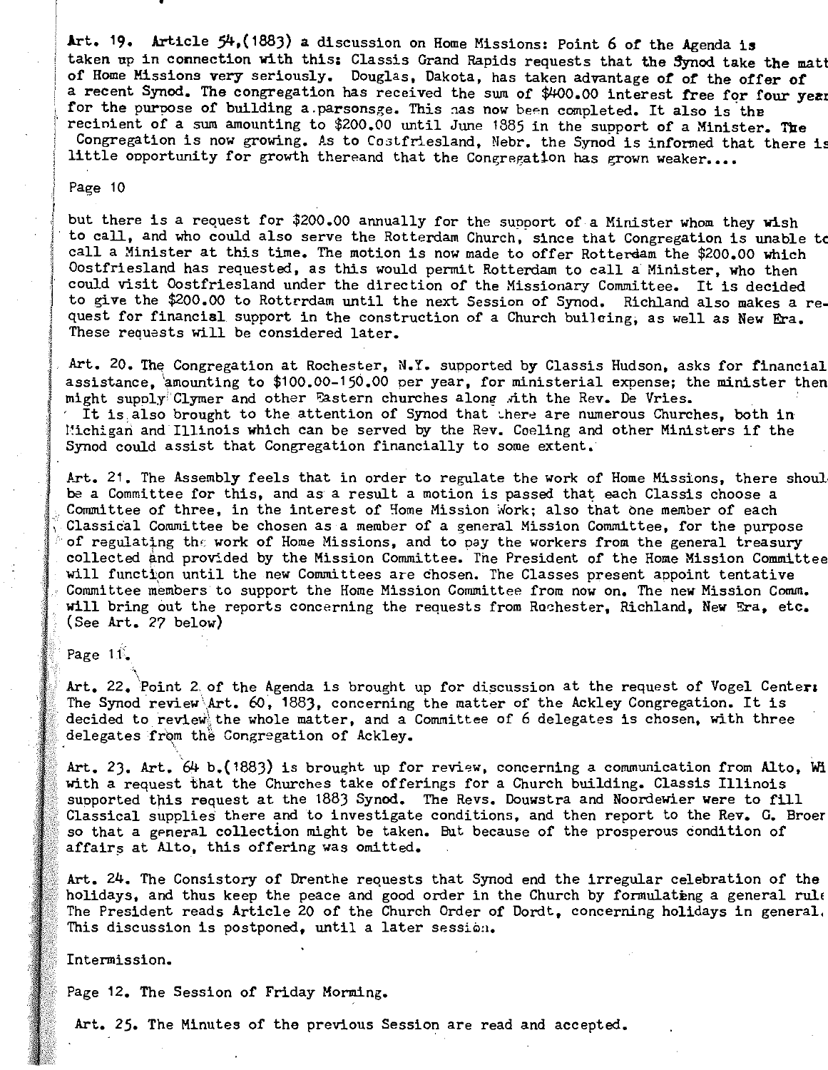Art. 19. Article 54,(1883) a discussion on Home Missions: Point 6 of the Agenda is taken up in connection with this: Classis Grand Rapids requests that the Synod take the matt of Home Missions very seriously. Douglas, Dakota, has taken advantage of of the offer of a recent Synod. The congregation has received the sum of $400.00 interest free for four year for the purpose of building a parsonsge. This has now been completed. It also is the recipient of a sum amounting to $200.00 until June 1885 in the support of a Minister. The Congregation is now growing. As to Oostfriesland, Nebr. the Synod is informed that there is little opportunity for growth thereand that the Congregation has grown weaker....

Page 10

but there is a request for $200.00 annually for the support of a Minister whom they wish to call, and who could also serve the Rotterdam Church, since that Congregation is unable to call a Minister at this time. The motion is now made to offer Rotterdam the $200.00 which Oostfriesland has requested, as this would permit Rotterdam to call a Minister, who then could visit Oostfriesland under the direction of the Missionary Committee. It is decided to give the $200.00 to Rotterdam until the next Session of Synod. Richland also makes a request for financial support in the construction of a Church building, as well as New Era. These requests will be considered later.

Art. 20. The Congregation at Rochester, N.Y. supported by Classis Hudson, asks for financial assistance, amounting to $100.00-150.00 per year, for ministerial expense; the minister then might supply Clymer and other Eastern churches along with the Rev. De Vries.
It is also brought to the attention of Synod that there are numerous Churches, both in Michigan and Illinois which can be served by the Rev. Coeling and other Ministers if the Synod could assist that Congregation financially to some extent.

Art. 21. The Assembly feels that in order to regulate the work of Home Missions, there should be a Committee for this, and as a result a motion is passed that each Classis choose a Committee of three, in the interest of Home Mission Work; also that one member of each Classical Committee be chosen as a member of a general Mission Committee, for the purpose of regulating the work of Home Missions, and to pay the workers from the general treasury collected and provided by the Mission Committee. The President of the Home Mission Committee will function until the new Committees are chosen. The Classes present appoint tentative Committee members to support the Home Mission Committee from now on. The new Mission Comm. will bring out the reports concerning the requests from Rochester, Richland, New Era, etc. (See Art. 27 below)

Page 11.

Art. 22. Point 2 of the Agenda is brought up for discussion at the request of Vogel Center: The Synod review Art. 60, 1883, concerning the matter of the Ackley Congregation. It is decided to review the whole matter, and a Committee of 6 delegates is chosen, with three delegates from the Congregation of Ackley.

Art. 23. Art. 64 b.(1883) is brought up for review, concerning a communication from Alto, Wi with a request that the Churches take offerings for a Church building. Classis Illinois supported this request at the 1883 Synod. The Revs. Douwstra and Noordewier were to fill Classical supplies there and to investigate conditions, and then report to the Rev. G. Broer so that a general collection might be taken. But because of the prosperous condition of affairs at Alto, this offering was omitted.

Art. 24. The Consistory of Drenthe requests that Synod end the irregular celebration of the holidays, and thus keep the peace and good order in the Church by formulating a general rule The President reads Article 20 of the Church Order of Dordt, concerning holidays in general. This discussion is postponed, until a later session.

Intermission.

Page 12. The Session of Friday Morning.

Art. 25. The Minutes of the previous Session are read and accepted.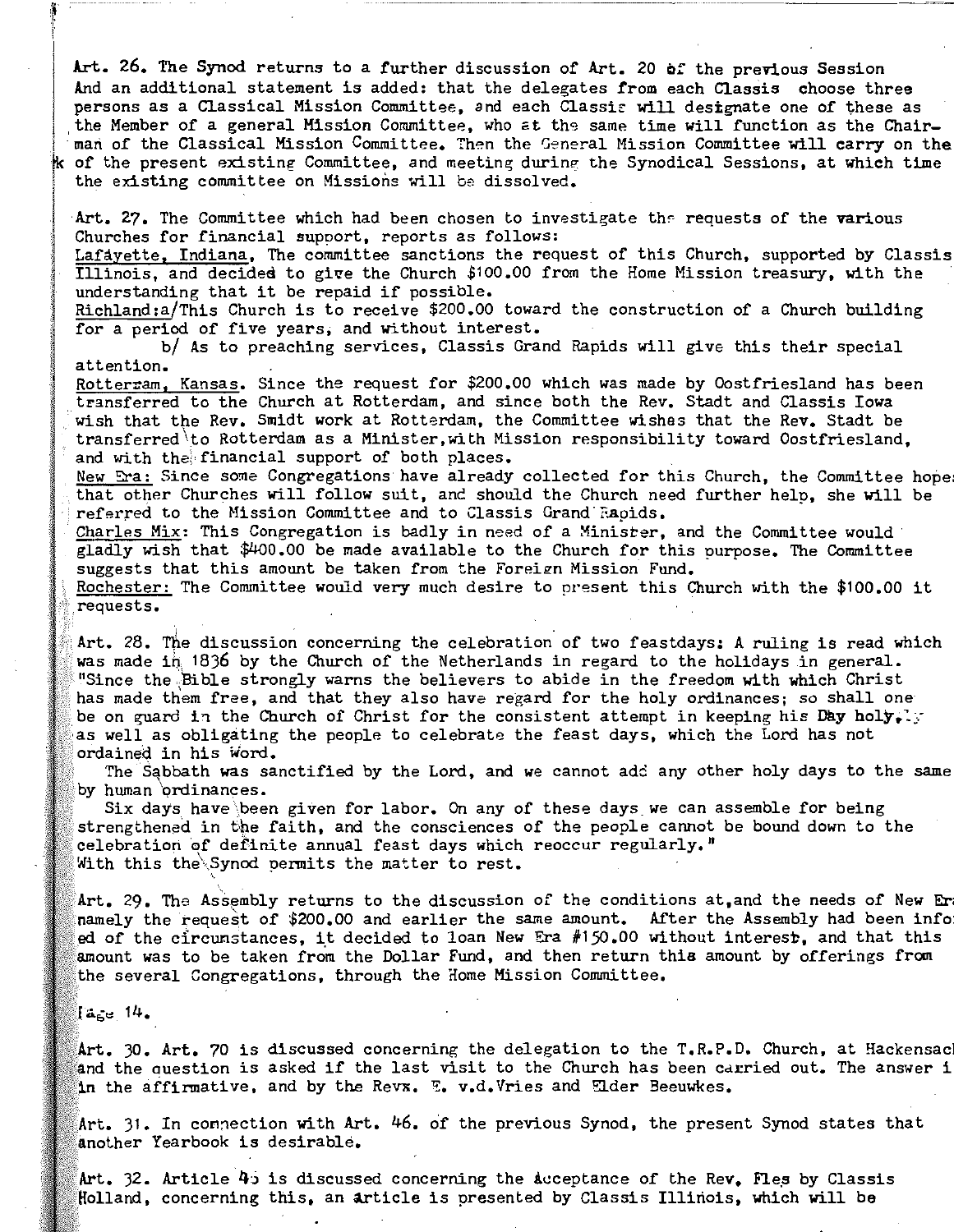Art. 26. The Synod returns to a further discussion of Art. 20 of the previous Session And an additional statement is added: that the delegates from each Classis choose three persons as a Classical Mission Committee, and each Classis will designate one of these as the Member of a general Mission Committee, who at the same time will function as the Chairman of the Classical Mission Committee. Then the General Mission Committee will carry on the work of the present existing Committee, and meeting during the Synodical Sessions, at which time the existing committee on Missions will be dissolved.

Art. 27. The Committee which had been chosen to investigate the requests of the various Churches for financial support, reports as follows:

Lafayette, Indiana. The committee sanctions the request of this Church, supported by Classis Illinois, and decided to give the Church $100.00 from the Home Mission treasury, with the understanding that it be repaid if possible.

Richland: a/ This Church is to receive $200.00 toward the construction of a Church building for a period of five years, and without interest.

b/ As to preaching services, Classis Grand Rapids will give this their special attention.

Rotterdam, Kansas. Since the request for $200.00 which was made by Oostfriesland has been transferred to the Church at Rotterdam, and since both the Rev. Stadt and Classis Iowa wish that the Rev. Smidt work at Rotterdam, the Committee wishes that the Rev. Stadt be transferred to Rotterdam as a Minister, with Mission responsibility toward Oostfriesland, and with the financial support of both places.

New Era: Since some Congregations have already collected for this Church, the Committee hopes that other Churches will follow suit, and should the Church need further help, she will be referred to the Mission Committee and to Classis Grand Rapids.

Charles Mix: This Congregation is badly in need of a Minister, and the Committee would gladly wish that $400.00 be made available to the Church for this purpose. The Committee suggests that this amount be taken from the Foreign Mission Fund.

Rochester: The Committee would very much desire to present this Church with the $100.00 it requests.

Art. 28. The discussion concerning the celebration of two feastdays: A ruling is read which was made in 1836 by the Church of the Netherlands in regard to the holidays in general. "Since the Bible strongly warns the believers to abide in the freedom with which Christ has made them free, and that they also have regard for the holy ordinances; so shall one be on guard in the Church of Christ for the consistent attempt in keeping his Day holy, as well as obligating the people to celebrate the feast days, which the Lord has not ordained in his Word.

The Sabbath was sanctified by the Lord, and we cannot add any other holy days to the same by human ordinances.

Six days have been given for labor. On any of these days we can assemble for being strengthened in the faith, and the consciences of the people cannot be bound down to the celebration of definite annual feast days which reoccur regularly."

With this the Synod permits the matter to rest.

Art. 29. The Assembly returns to the discussion of the conditions at, and the needs of New Era namely the request of $200.00 and earlier the same amount. After the Assembly had been informed of the circumstances, it decided to loan New Era #150.00 without interest, and that this amount was to be taken from the Dollar Fund, and then return this amount by offerings from the several Congregations, through the Home Mission Committee.

Page 14.

Art. 30. Art. 70 is discussed concerning the delegation to the T.R.P.D. Church, at Hackensack and the question is asked if the last visit to the Church has been carried out. The answer is in the affirmative, and by the Revs. E. v.d.Vries and Elder Beeuwkes.

Art. 31. In connection with Art. 46. of the previous Synod, the present Synod states that another Yearbook is desirable.

Art. 32. Article 45 is discussed concerning the Acceptance of the Rev. Fles by Classis Holland, concerning this, an article is presented by Classis Illinois, which will be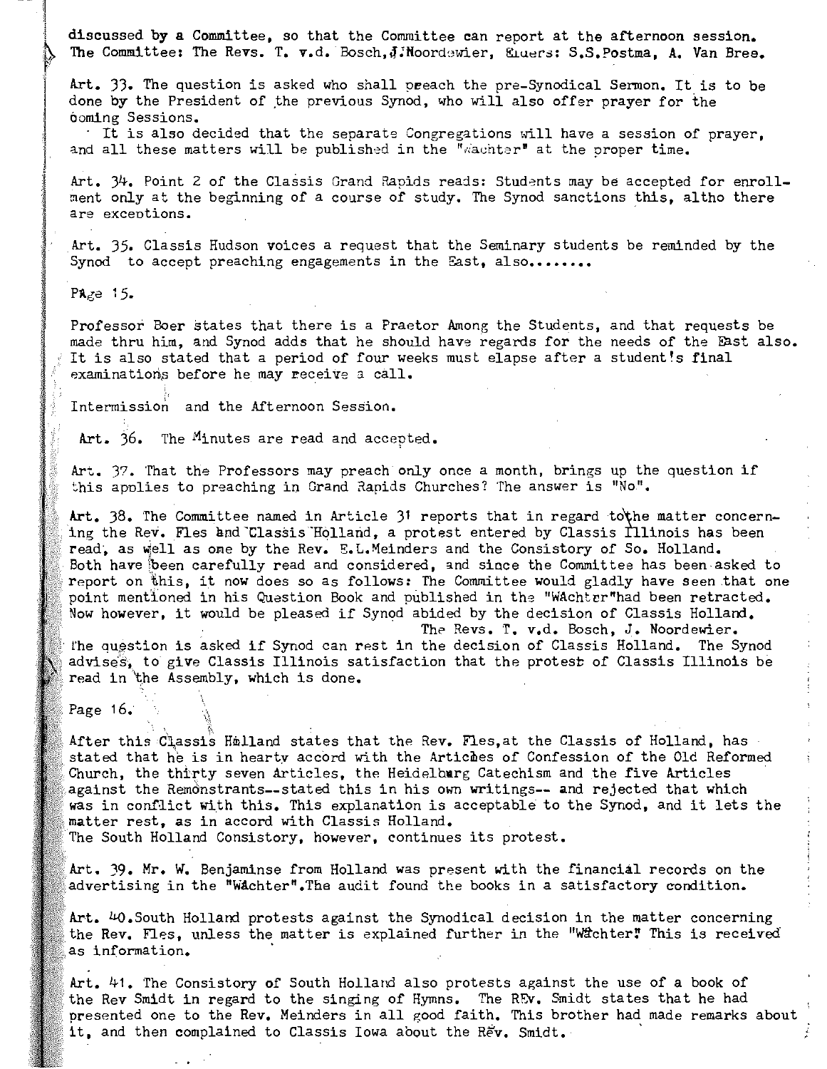discussed by a Committee, so that the Committee can report at the afternoon session. The Committee: The Revs. T. v.d. Bosch, J. Noordewier, Elders: S.S.Postma, A. Van Bree.

Art. 33. The question is asked who shall preach the pre-Synodical Sermon. It is to be done by the President of the previous Synod, who will also offer prayer for the coming Sessions.

It is also decided that the separate Congregations will have a session of prayer, and all these matters will be published in the "Wachter" at the proper time.

Art. 34. Point 2 of the Classis Grand Rapids reads: Students may be accepted for enrollment only at the beginning of a course of study. The Synod sanctions this, altho there are exceptions.

Art. 35. Classis Hudson voices a request that the Seminary students be reminded by the Synod to accept preaching engagements in the East, also.......

PAge 15.

Professor Boer states that there is a Praetor Among the Students, and that requests be made thru him, and Synod adds that he should have regards for the needs of the East also. It is also stated that a period of four weeks must elapse after a student's final examinations before he may receive a call.

Intermission and the Afternoon Session.

Art. 36. The Minutes are read and accepted.

Art. 37. That the Professors may preach only once a month, brings up the question if this applies to preaching in Grand Rapids Churches? The answer is "No".

Art. 38. The Committee named in Article 31 reports that in regard to the matter concerning the Rev. Fles and Classis Holland, a protest entered by Classis Illinois has been read, as well as one by the Rev. E.L.Meinders and the Consistory of So. Holland. Both have been carefully read and considered, and since the Committee has been asked to report on this, it now does so as follows: The Committee would gladly have seen that one point mentioned in his Question Book and published in the "WAchter" had been retracted. Now however, it would be pleased if Synod abided by the decision of Classis Holland.

The Revs. T. v.d. Bosch, J. Noordewier.

The question is asked if Synod can rest in the decision of Classis Holland. The Synod advises, to give Classis Illinois satisfaction that the protest of Classis Illinois be read in the Assembly, which is done.

Page 16.

After this Classis Holland states that the Rev. Fles, at the Classis of Holland, has stated that he is in hearty accord with the Articles of Confession of the Old Reformed Church, the thirty seven Articles, the Heidelberg Catechism and the five Articles against the Remonstrants--stated this in his own writings-- and rejected that which was in conflict with this. This explanation is acceptable to the Synod, and it lets the matter rest, as in accord with Classis Holland.

The South Holland Consistory, however, continues its protest.

Art. 39. Mr. W. Benjaminse from Holland was present with the financial records on the advertising in the "WAchter". The audit found the books in a satisfactory condition.

Art. 40. South Holland protests against the Synodical decision in the matter concerning the Rev. Fles, unless the matter is explained further in the "Wachter." This is received as information.

Art. 41. The Consistory of South Holland also protests against the use of a book of the Rev Smidt in regard to the singing of Hymns. The REv. Smidt states that he had presented one to the Rev. Meinders in all good faith. This brother had made remarks about it, and then complained to Classis Iowa about the Rev. Smidt.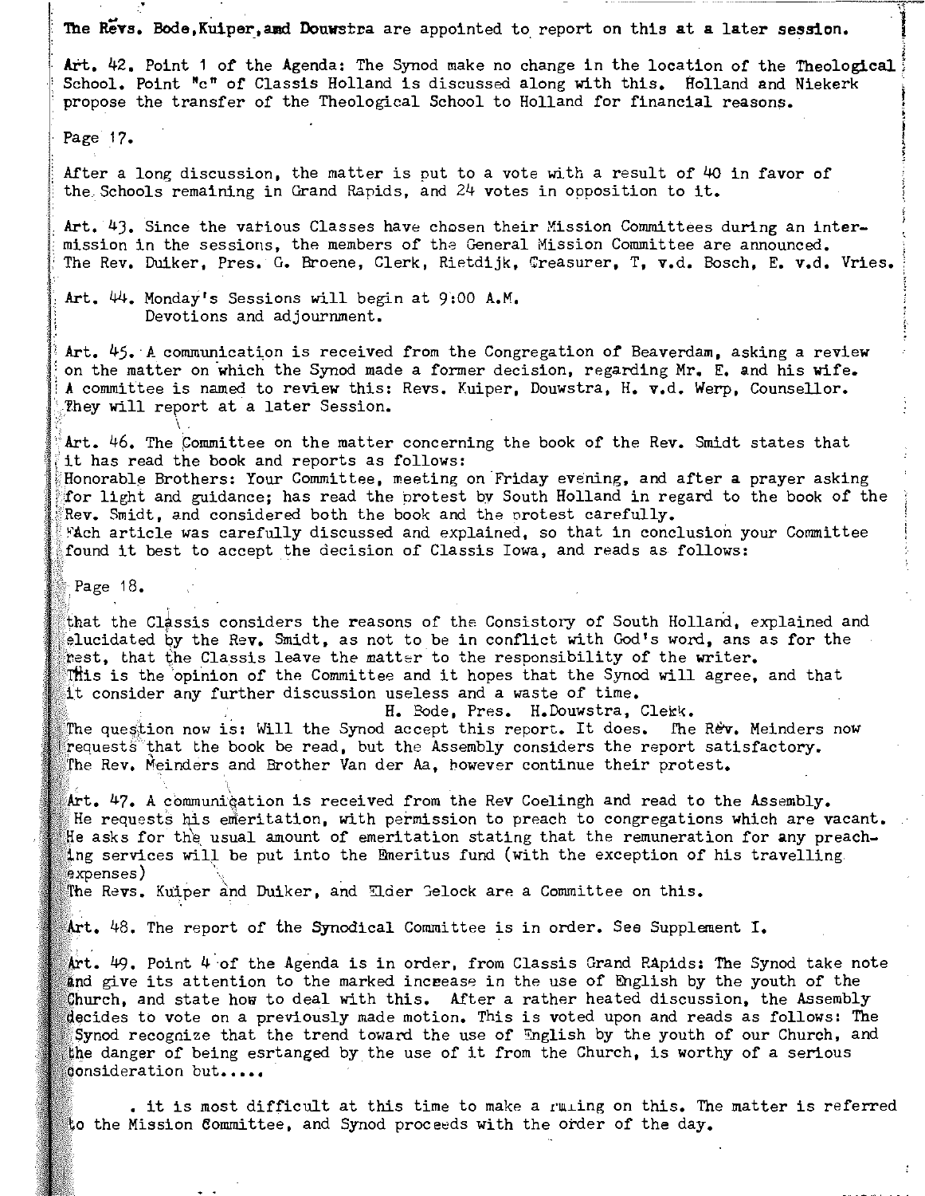The Revs. Bode, Kuiper, and Douwstra are appointed to report on this at a later session.

Art. 42. Point 1 of the Agenda: The Synod make no change in the location of the Theological School. Point "c" of Classis Holland is discussed along with this. Holland and Niekerk propose the transfer of the Theological School to Holland for financial reasons.

Page 17.

After a long discussion, the matter is put to a vote with a result of 40 in favor of the Schools remaining in Grand Rapids, and 24 votes in opposition to it.

Art. 43. Since the various Classes have chosen their Mission Committees during an intermission in the sessions, the members of the General Mission Committee are announced. The Rev. Duiker, Pres. G. Broene, Clerk, Rietdijk, Treasurer, T. v.d. Bosch, E. v.d. Vries.

Art. 44. Monday's Sessions will begin at 9:00 A.M.
Devotions and adjournment.

Art. 45. A communication is received from the Congregation of Beaverdam, asking a review on the matter on which the Synod made a former decision, regarding Mr. E. and his wife. A committee is named to review this: Revs. Kuiper, Douwstra, H. v.d. Werp, Counsellor. They will report at a later Session.

Art. 46. The Committee on the matter concerning the book of the Rev. Smidt states that it has read the book and reports as follows:
Honorable Brothers: Your Committee, meeting on Friday evening, and after a prayer asking for light and guidance; has read the protest by South Holland in regard to the book of the Rev. Smidt, and considered both the book and the protest carefully.
Each article was carefully discussed and explained, so that in conclusion your Committee found it best to accept the decision of Classis Iowa, and reads as follows:

Page 18.

that the Classis considers the reasons of the Consistory of South Holland, explained and elucidated by the Rev. Smidt, as not to be in conflict with God's word, ans as for the rest, that the Classis leave the matter to the responsibility of the writer.
This is the opinion of the Committee and it hopes that the Synod will agree, and that it consider any further discussion useless and a waste of time.

H. Bode, Pres. H. Douwstra, Clerk.

The question now is: Will the Synod accept this report. It does. The Rev. Meinders now requests that the book be read, but the Assembly considers the report satisfactory. The Rev. Meinders and Brother Van der Aa, however continue their protest.

Art. 47. A communication is received from the Rev Coelingh and read to the Assembly. He requests his emeritation, with permission to preach to congregations which are vacant. He asks for the usual amount of emeritation stating that the remuneration for any preaching services will be put into the Emeritus fund (with the exception of his travelling expenses)
The Revs. Kuiper and Duiker, and Elder Gelock are a Committee on this.

Art. 48. The report of the Synodical Committee is in order. See Supplement I.

Art. 49. Point 4 of the Agenda is in order, from Classis Grand Rapids: The Synod take note and give its attention to the marked increase in the use of English by the youth of the Church, and state how to deal with this. After a rather heated discussion, the Assembly decides to vote on a previously made motion. This is voted upon and reads as follows: The Synod recognize that the trend toward the use of English by the youth of our Church, and the danger of being esrtanged by the use of it from the Church, is worthy of a serious consideration but....

. it is most difficult at this time to make a ruling on this. The matter is referred to the Mission Committee, and Synod proceeds with the order of the day.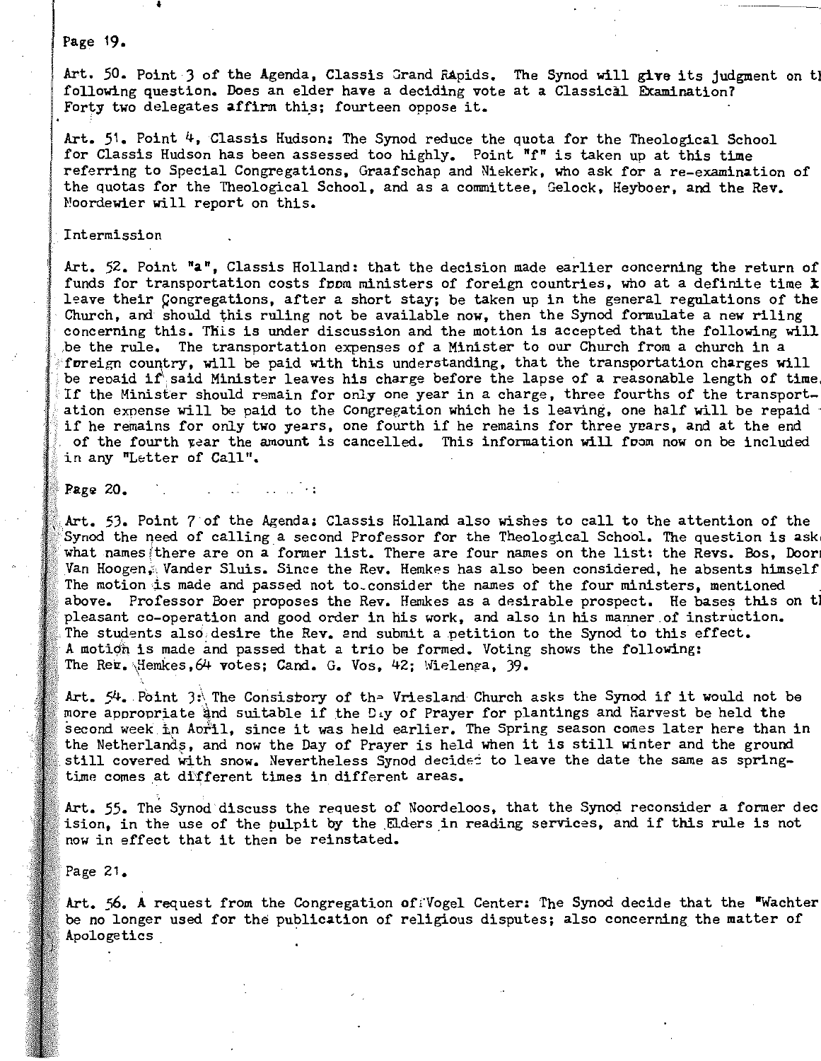Art. 50. Point 3 of the Agenda, Classis Grand RApids. The Synod will give its judgment on tl following question. Does an elder have a deciding vote at a Classical Examination? Forty two delegates affirm this; fourteen oppose it.

Art. 51. Point 4, Classis Hudson: The Synod reduce the quota for the Theological School for Classis Hudson has been assessed too highly. Point "f" is taken up at this time referring to Special Congregations, Graafschap and Niekerk, who ask for a re-examination of the quotas for the Theological School, and as a committee, Gelock, Heyboer, and the Rev. Noordewier will report on this.

Intermission

Art. 52. Point "a", Classis Holland: that the decision made earlier concerning the return of funds for transportation costs from ministers of foreign countries, who at a definite time leave their Congregations, after a short stay; be taken up in the general regulations of the Church, and should this ruling not be available now, then the Synod formulate a new riling concerning this. This is under discussion and the motion is accepted that the following will be the rule. The transportation expenses of a Minister to our Church from a church in a foreign country, will be paid with this understanding, that the transportation charges will be repaid if said Minister leaves his charge before the lapse of a reasonable length of time. If the Minister should remain for only one year in a charge, three fourths of the transportation expense will be paid to the Congregation which he is leaving, one half will be repaid if he remains for only two years, one fourth if he remains for three years, and at the end of the fourth year the amount is cancelled. This information will from now on be included in any "Letter of Call".

Page 20.

Art. 53. Point 7 of the Agenda: Classis Holland also wishes to call to the attention of the Synod the need of calling a second Professor for the Theological School. The question is ask what names there are on a former list. There are four names on the list: the Revs. Bos, Doorn Van Hoogen, Vander Sluis. Since the Rev. Hemkes has also been considered, he absents himself The motion is made and passed not to consider the names of the four ministers, mentioned above. Professor Boer proposes the Rev. Hemkes as a desirable prospect. He bases this on tl pleasant co-operation and good order in his work, and also in his manner of instruction. The students also desire the Rev. and submit a petition to the Synod to this effect. A motion is made and passed that a trio be formed. Voting shows the following: The Rev. Hemkes, 64 votes; Cand. G. Vos, 42; Wielenga, 39.

Art. 54. Point 3: The Consistory of the Vriesland Church asks the Synod if it would not be more appropriate and suitable if the Day of Prayer for plantings and Harvest be held the second week in April, since it was held earlier. The Spring season comes later here than in the Netherlands, and now the Day of Prayer is held when it is still winter and the ground still covered with snow. Nevertheless Synod decided to leave the date the same as springtime comes at different times in different areas.

Art. 55. The Synod discuss the request of Noordeloos, that the Synod reconsider a former decision, in the use of the pulpit by the Elders in reading services, and if this rule is not now in effect that it then be reinstated.

Page 21.

Art. 56. A request from the Congregation of Vogel Center: The Synod decide that the "Wachter be no longer used for the publication of religious disputes; also concerning the matter of Apologetics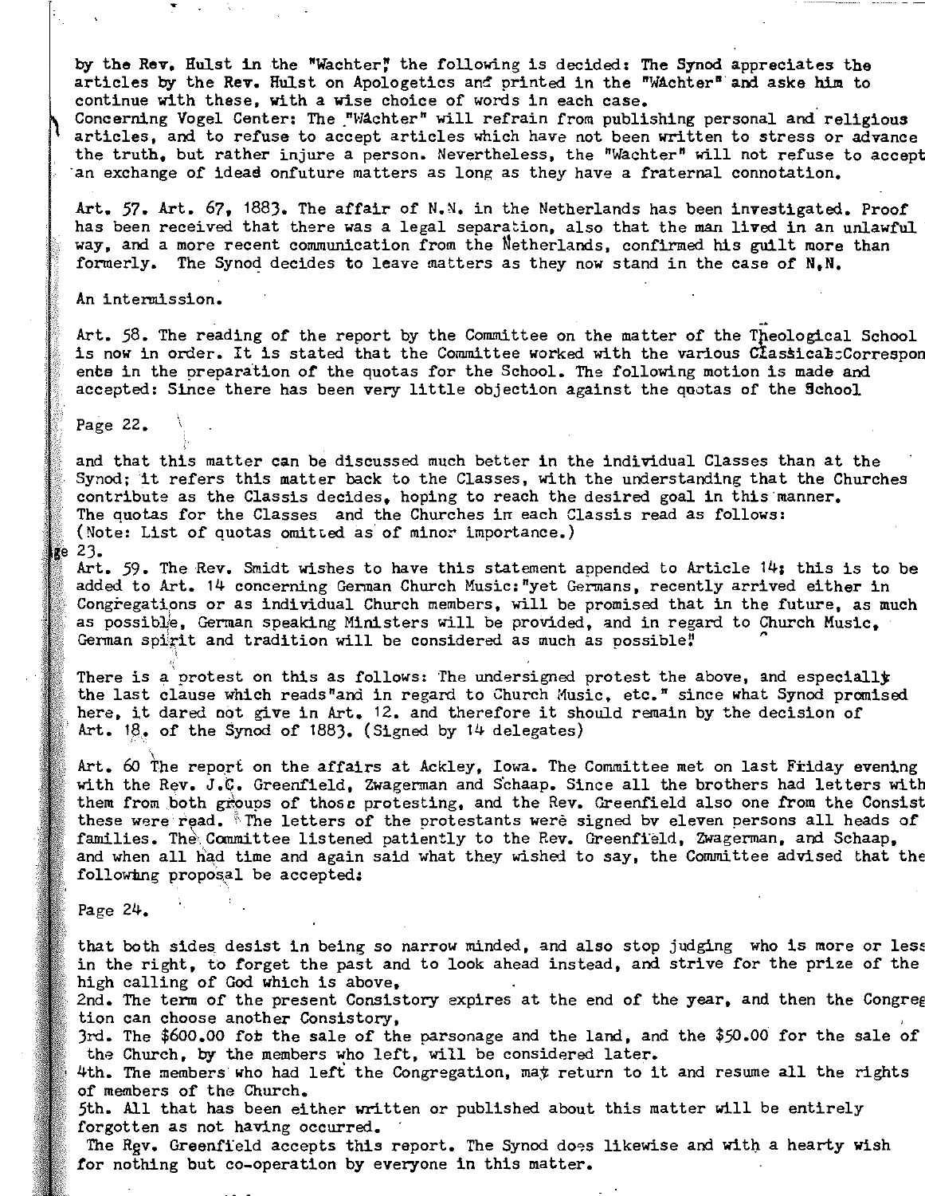by the Rev. Hulst in the "Wachter" the following is decided: The Synod appreciates the articles by the Rev. Hulst on Apologetics and printed in the "Wächter" and aske him to continue with these, with a wise choice of words in each case.

Concerning Vogel Center: The "Wächter" will refrain from publishing personal and religious articles, and to refuse to accept articles which have not been written to stress or advance the truth, but rather injure a person. Nevertheless, the "Wachter" will not refuse to accept an exchange of ideas onfuture matters as long as they have a fraternal connotation.

Art. 57. Art. 67, 1883. The affair of N.N. in the Netherlands has been investigated. Proof has been received that there was a legal separation, also that the man lived in an unlawful way, and a more recent communication from the Netherlands, confirmed his guilt more than formerly. The Synod decides to leave matters as they now stand in the case of N.N.

An intermission.

Art. 58. The reading of the report by the Committee on the matter of the Theological School is now in order. It is stated that the Committee worked with the various Classical Correspon ents in the preparation of the quotas for the School. The following motion is made and accepted: Since there has been very little objection against the quotas of the School

Page 22.

and that this matter can be discussed much better in the individual Classes than at the Synod; it refers this matter back to the Classes, with the understanding that the Churches contribute as the Classis decides, hoping to reach the desired goal in this manner. The quotas for the Classes and the Churches in each Classis read as follows:
(Note: List of quotas omitted as of minor importance.)

Page 23.

Art. 59. The Rev. Smidt wishes to have this statement appended to Article 14; this is to be added to Art. 14 concerning German Church Music: "yet Germans, recently arrived either in Congregations or as individual Church members, will be promised that in the future, as much as possible, German speaking Ministers will be provided, and in regard to Church Music, German spirit and tradition will be considered as much as possible."

There is a protest on this as follows: The undersigned protest the above, and especially the last clause which reads "and in regard to Church Music, etc." since what Synod promised here, it dared not give in Art. 12. and therefore it should remain by the decision of Art. 18. of the Synod of 1883. (Signed by 14 delegates)

Art. 60 The report on the affairs at Ackley, Iowa. The Committee met on last Friday evening with the Rev. J.C. Greenfield, Zwagerman and Schaap. Since all the brothers had letters with them from both groups of those protesting, and the Rev. Greenfield also one from the Consist these were read. The letters of the protestants were signed by eleven persons all heads of families. The Committee listened patiently to the Rev. Greenfield, Zwagerman, and Schaap, and when all had time and again said what they wished to say, the Committee advised that the following proposal be accepted:

Page 24.

that both sides desist in being so narrow minded, and also stop judging who is more or less in the right, to forget the past and to look ahead instead, and strive for the prize of the high calling of God which is above,

2nd. The term of the present Consistory expires at the end of the year, and then the Congreg tion can choose another Consistory,

3rd. The $600.00 fot the sale of the parsonage and the land, and the $50.00 for the sale of the Church, by the members who left, will be considered later.

4th. The members who had left the Congregation, may return to it and resume all the rights of members of the Church.

5th. All that has been either written or published about this matter will be entirely forgotten as not having occurred.

The Rev. Greenfield accepts this report. The Synod does likewise and with a hearty wish for nothing but co-operation by everyone in this matter.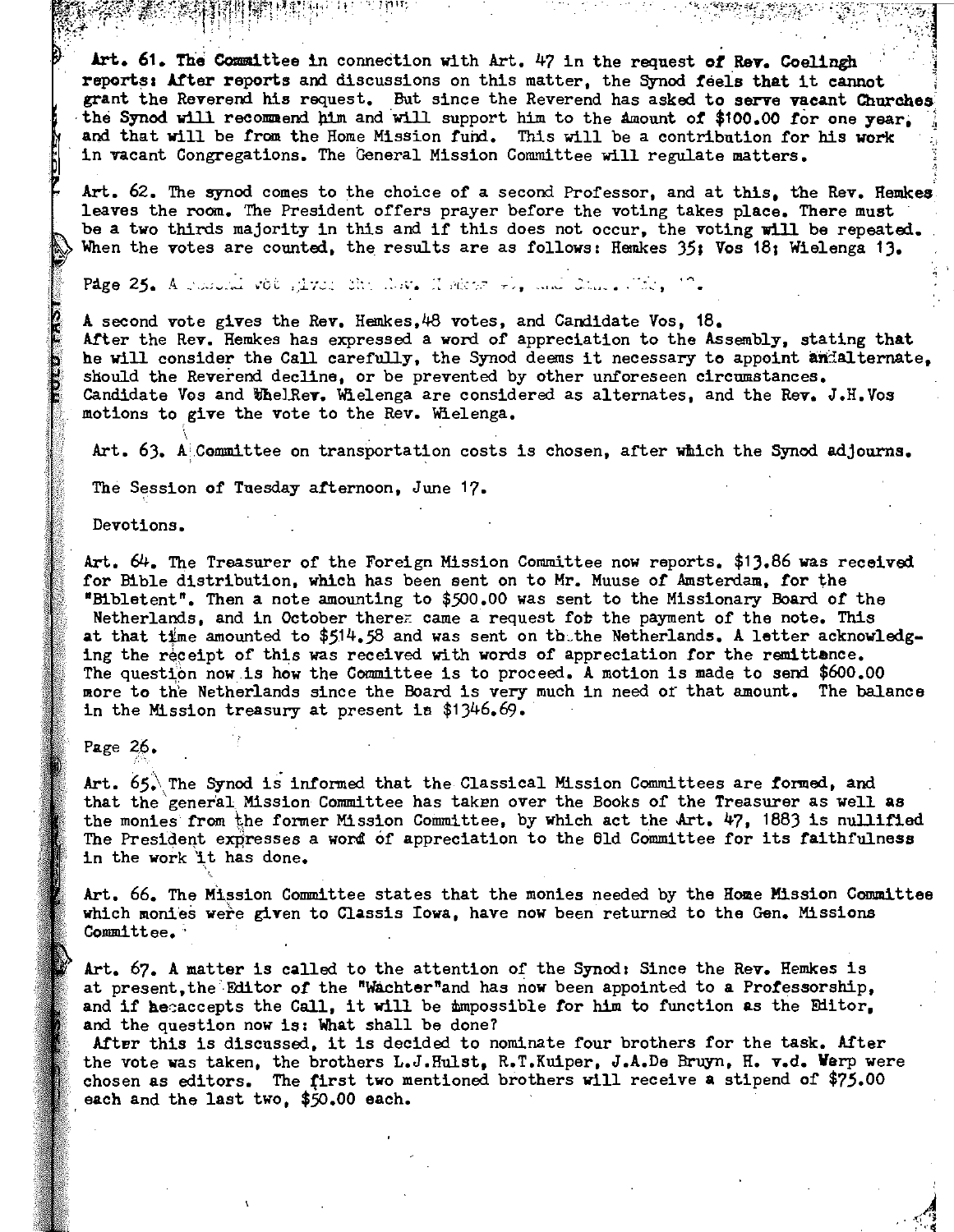Art. 61. The Committee in connection with Art. 47 in the request of Rev. Coelingh reports: After reports and discussions on this matter, the Synod feels that it cannot grant the Reverend his request. But since the Reverend has asked to serve vacant Churches the Synod will recommend him and will support him to the amount of $100.00 for one year, and that will be from the Home Mission fund. This will be a contribution for his work in vacant Congregations. The General Mission Committee will regulate matters.

Art. 62. The synod comes to the choice of a second Professor, and at this, the Rev. Hemkes leaves the room. The President offers prayer before the voting takes place. There must be a two thirds majority in this and if this does not occur, the voting will be repeated. When the votes are counted, the results are as follows: Hemkes 35; Vos 18; Wielenga 13.

Page 25. A second vote gives the Rev. Hemkes 4-, and Cand. Vos, 1-.

A second vote gives the Rev. Hemkes,48 votes, and Candidate Vos, 18.
After the Rev. Hemkes has expressed a word of appreciation to the Assembly, stating that he will consider the Call carefully, the Synod deems it necessary to appoint an alternate, should the Reverend decline, or be prevented by other unforeseen circumstances. Candidate Vos and the Rev. Wielenga are considered as alternates, and the Rev. J.H.Vos motions to give the vote to the Rev. Wielenga.

Art. 63. A Committee on transportation costs is chosen, after which the Synod adjourns.

The Session of Tuesday afternoon, June 17.

Devotions.

Art. 64. The Treasurer of the Foreign Mission Committee now reports. $13.86 was received for Bible distribution, which has been sent on to Mr. Muuse of Amsterdam, for the "Bibletent". Then a note amounting to $500.00 was sent to the Missionary Board of the Netherlands, and in October there came a request for the payment of the note. This at that time amounted to $514.58 and was sent on to the Netherlands. A letter acknowledging the receipt of this was received with words of appreciation for the remittance. The question now is how the Committee is to proceed. A motion is made to send $600.00 more to the Netherlands since the Board is very much in need of that amount. The balance in the Mission treasury at present is $1346.69.

Page 26.

Art. 65. The Synod is informed that the Classical Mission Committees are formed, and that the general Mission Committee has taken over the Books of the Treasurer as well as the monies from the former Mission Committee, by which act the Art. 47, 1883 is nullified The President expresses a word of appreciation to the Old Committee for its faithfulness in the work it has done.

Art. 66. The Mission Committee states that the monies needed by the Home Mission Committee which monies were given to Classis Iowa, have now been returned to the Gen. Missions Committee.

Art. 67. A matter is called to the attention of the Synod: Since the Rev. Hemkes is at present, the Editor of the "Wachter" and has now been appointed to a Professorship, and if he accepts the Call, it will be impossible for him to function as the Editor, and the question now is: What shall be done?
After this is discussed, it is decided to nominate four brothers for the task. After the vote was taken, the brothers L.J.Hulst, R.T.Kuiper, J.A.De Bruyn, H. v.d. Werp were chosen as editors. The first two mentioned brothers will receive a stipend of $75.00 each and the last two, $50.00 each.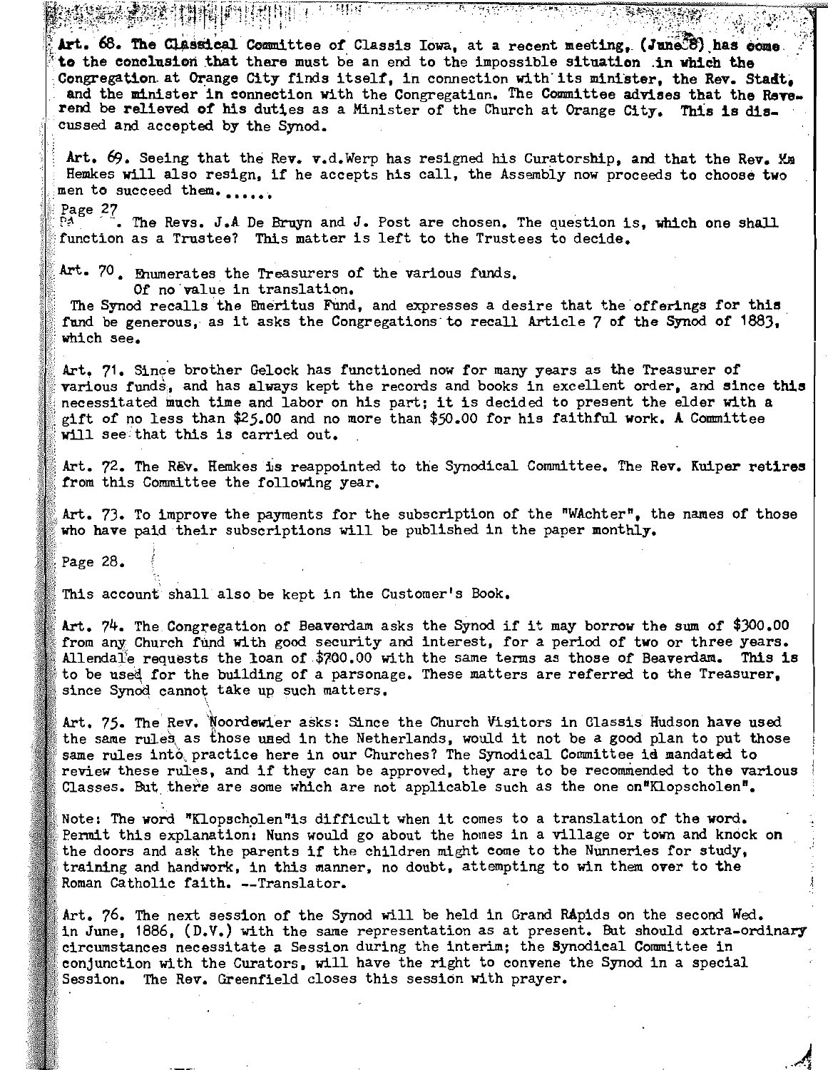**Art. 68. The Classical Committee of Classis Iowa, at a recent meeting, (June 8) has come to the conclusion that there must be an end to the impossible situation in which the** Congregation at Orange City finds itself, in connection with its minister, the Rev. Stadt, and the minister in connection with the Congregation. The Committee advises that the Reverend be relieved of his duties as a Minister of the Church at Orange City. This is discussed and accepted by the Synod.

Art. 69. Seeing that the Rev. v.d.Werp has resigned his Curatorship, and that the Rev. Wm Hemkes will also resign, if he accepts his call, the Assembly now proceeds to choose two men to succeed them......

Page 27

. The Revs. J.A De Bruyn and J. Post are chosen. The question is, which one shall function as a Trustee? This matter is left to the Trustees to decide.

Art. 70. Enumerates the Treasurers of the various funds.
Of no value in translation.
The Synod recalls the Emeritus Fund, and expresses a desire that the offerings for this fund be generous, as it asks the Congregations to recall Article 7 of the Synod of 1883, which see.

Art. 71. Since brother Gelock has functioned now for many years as the Treasurer of various funds, and has always kept the records and books in excellent order, and since this necessitated much time and labor on his part; it is decided to present the elder with a gift of no less than $25.00 and no more than $50.00 for his faithful work. A Committee will see that this is carried out.

Art. 72. The Rev. Hemkes is reappointed to the Synodical Committee. The Rev. Kuiper retires from this Committee the following year.

Art. 73. To improve the payments for the subscription of the "WAchter", the names of those who have paid their subscriptions will be published in the paper monthly.

Page 28.

This account shall also be kept in the Customer's Book.

Art. 74. The Congregation of Beaverdam asks the Synod if it may borrow the sum of $300.00 from any Church fund with good security and interest, for a period of two or three years. Allendale requests the loan of $700.00 with the same terms as those of Beaverdam. This is to be used for the building of a parsonage. These matters are referred to the Treasurer, since Synod cannot take up such matters.

Art. 75. The Rev. Noordewier asks: Since the Church Visitors in Classis Hudson have used the same rules as those used in the Netherlands, would it not be a good plan to put those same rules into practice here in our Churches? The Synodical Committee id mandated to review these rules, and if they can be approved, they are to be recommended to the various Classes. But there are some which are not applicable such as the one on"Klopscholen".

Note: The word "Klopscholen"is difficult when it comes to a translation of the word. Permit this explanation: Nuns would go about the homes in a village or town and knock on the doors and ask the parents if the children might come to the Nunneries for study, training and handwork, in this manner, no doubt, attempting to win them over to the Roman Catholic faith. --Translator.

Art. 76. The next session of the Synod will be held in Grand RApids on the second Wed. in June, 1886, (D.V.) with the same representation as at present. But should extra-ordinary circumstances necessitate a Session during the interim; the Synodical Committee in conjunction with the Curators, will have the right to convene the Synod in a special Session. The Rev. Greenfield closes this session with prayer.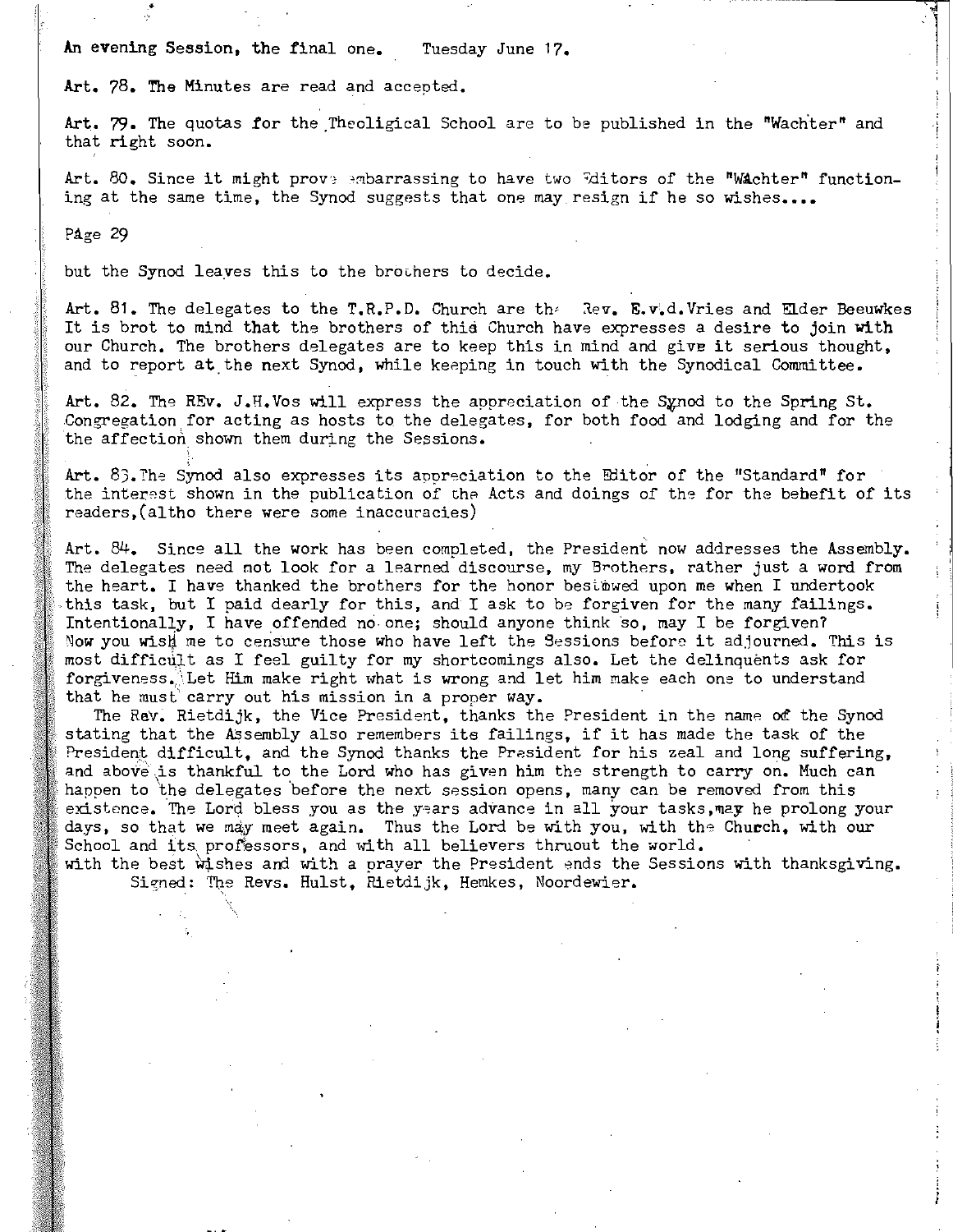An evening Session, the final one. Tuesday June 17.

Art. 78. The Minutes are read and accepted.

Art. 79. The quotas for the Theoligical School are to be published in the "Wachter" and that right soon.

Art. 80. Since it might prove embarrassing to have two Editors of the "Wachter" functioning at the same time, the Synod suggests that one may resign if he so wishes....

Page 29

but the Synod leaves this to the brothers to decide.

Art. 81. The delegates to the T.R.P.D. Church are the Rev. E.v.d.Vries and Elder Beeuwkes It is brot to mind that the brothers of this Church have expresses a desire to join with our Church. The brothers delegates are to keep this in mind and give it serious thought, and to report at the next Synod, while keeping in touch with the Synodical Committee.

Art. 82. The REv. J.H.Vos will express the appreciation of the Synod to the Spring St. Congregation for acting as hosts to the delegates, for both food and lodging and for the the affection shown them during the Sessions.

Art. 83.The Synod also expresses its appreciation to the Editor of the "Standard" for the interest shown in the publication of the Acts and doings of the for the behefit of its readers,(altho there were some inaccuracies)

Art. 84. Since all the work has been completed, the President now addresses the Assembly. The delegates need not look for a learned discourse, my Brothers, rather just a word from the heart. I have thanked the brothers for the honor bestowed upon me when I undertook this task, but I paid dearly for this, and I ask to be forgiven for the many failings. Intentionally, I have offended no one; should anyone think so, may I be forgiven? Now you wish me to censure those who have left the Sessions before it adjourned. This is most difficult as I feel guilty for my shortcomings also. Let the delinquents ask for forgiveness. Let Him make right what is wrong and let him make each one to understand that he must carry out his mission in a proper way.

The Rev. Rietdijk, the Vice President, thanks the President in the name of the Synod stating that the Assembly also remembers its failings, if it has made the task of the President difficult, and the Synod thanks the President for his zeal and long suffering, and above is thankful to the Lord who has given him the strength to carry on. Much can happen to the delegates before the next session opens, many can be removed from this existence. The Lord bless you as the years advance in all your tasks,may he prolong your days, so that we may meet again. Thus the Lord be with you, with the Church, with our School and its professors, and with all believers thruout the world.

with the best wishes and with a prayer the President ends the Sessions with thanksgiving.

Signed: The Revs. Hulst, Rietdijk, Hemkes, Noordewier.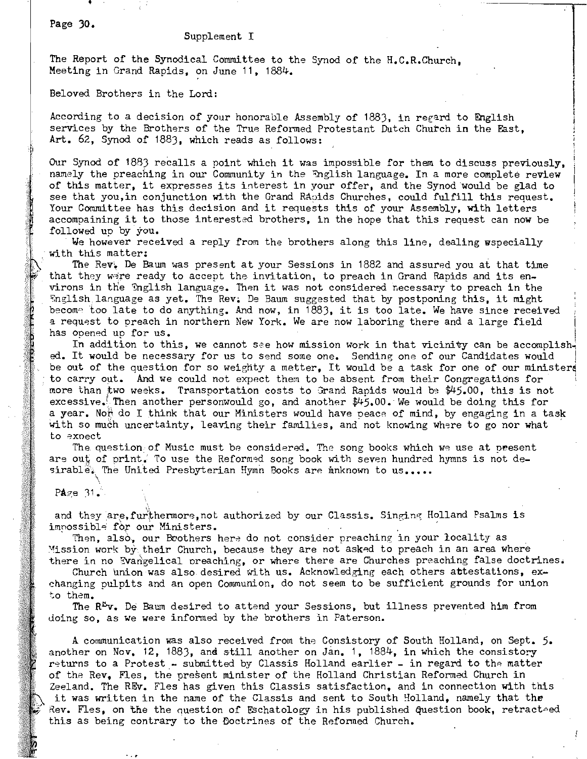Supplement I

The Report of the Synodical Committee to the Synod of the H.C.R.Church, Meeting in Grand Rapids, on June 11, 1884.

Beloved Brothers in the Lord:

According to a decision of your honorable Assembly of 1883, in regard to English services by the Brothers of the True Reformed Protestant Dutch Church in the East, Art. 62, Synod of 1883, which reads as follows:

Our Synod of 1883 recalls a point which it was impossible for them to discuss previously, namely the preaching in our Community in the English language. In a more complete review of this matter, it expresses its interest in your offer, and the Synod would be glad to see that you,in conjunction with the Grand RApids Churches, could fulfill this request. Your Committee has this decision and it requests this of your Assembly, with letters accompaining it to those interested brothers, in the hope that this request can now be followed up by you.

We however received a reply from the brothers along this line, dealing especially with this matter:

The Rev. De Baum was present at your Sessions in 1882 and assured you at that time that they were ready to accept the invitation, to preach in Grand Rapids and its environs in the English language. Then it was not considered necessary to preach in the English language as yet. The Rev. De Baum suggested that by postponing this, it might become too late to do anything. And now, in 1883, it is too late. We have since received a request to preach in northern New York. We are now laboring there and a large field has opened up for us.

In addition to this, we cannot see how mission work in that vicinity can be accomplished. It would be necessary for us to send some one. Sending one of our Candidates would be out of the question for so weighty a metter, It would be a task for one of our ministers to carry out. And we could not expect them to be absent from their Congregations for more than two weeks. Transportation costs to Grand Rapids would be $45.00, this is not excessive. Then another personwould go, and another $45.00. We would be doing this for a year. Nor do I think that our Ministers would have peace of mind, by engaging in a task with so much uncertainty, leaving their families, and not knowing where to go nor what to expect

The question of Music must be considered. The song books which we use at present are out of print. To use the Reformed song book with seven hundred hymns is not desirable. The United Presbyterian Hymn Books are unknown to us.....

PAge 31.

and they are,furthermore,not authorized by our Classis. Singing Holland Psalms is impossible for our Ministers.

Then, also, our Brothers here do not consider preaching in your locality as Mission work by their Church, because they are not asked to preach in an area where there in no Evangelical preaching, or where there are Churches preaching false doctrines.

Church union was also desired with us. Acknowledging each others attestations, exchanging pulpits and an open Communion, do not seem to be sufficient grounds for union to them.

The Rev. De Baum desired to attend your Sessions, but illness prevented him from doing so, as we were informed by the brothers in Paterson.

A communication was also received from the Consistory of South Holland, on Sept. 5. another on Nov. 12, 1883, and still another on Jan. 1, 1884, in which the consistory returns to a Protest - submitted by Classis Holland earlier - in regard to the matter of the Rev, Fles, the present minister of the Holland Christian Reformed Church in Zeeland. The REv. Fles has given this Classis satisfaction, and in connection with this it was written in the name of the Classis and sent to South Holland, namely that the Rev. Fles, on the the question of Eschatology in his published Question book, retracted this as being contrary to the Doctrines of the Reformed Church.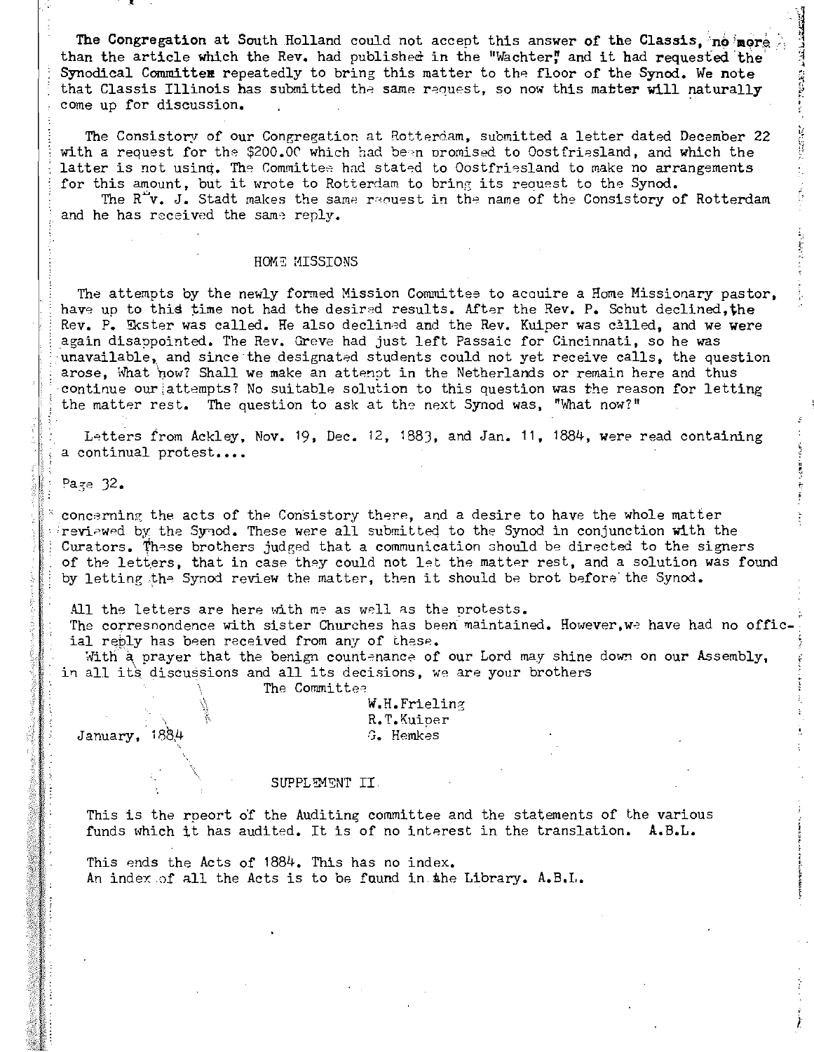The Congregation at South Holland could not accept this answer of the Classis, no more than the article which the Rev. had published in the "Wachter," and it had requested the Synodical Committee repeatedly to bring this matter to the floor of the Synod. We note that Classis Illinois has submitted the same request, so now this matter will naturally come up for discussion.

The Consistory of our Congregation at Rotterdam, submitted a letter dated December 22 with a request for the $200.00 which had been promised to Oostfriesland, and which the latter is not using. The Committee had stated to Oostfriesland to make no arrangements for this amount, but it wrote to Rotterdam to bring its request to the Synod.

The R"v. J. Stadt makes the same request in the name of the Consistory of Rotterdam and he has received the same reply.

## HOME MISSIONS

The attempts by the newly formed Mission Committee to acquire a Home Missionary pastor, have up to this time not had the desired results. After the Rev. P. Schut declined, the Rev. P. Ekster was called. He also declined and the Rev. Kuiper was called, and we were again disappointed. The Rev. Greve had just left Passaic for Cincinnati, so he was unavailable, and since the designated students could not yet receive calls, the question arose, What now? Shall we make an attempt in the Netherlands or remain here and thus continue our attempts? No suitable solution to this question was the reason for letting the matter rest. The question to ask at the next Synod was, "What now?"

Letters from Ackley, Nov. 19, Dec. 12, 1883, and Jan. 11, 1884, were read containing a continual protest....

Page 32.

concerning the acts of the Consistory there, and a desire to have the whole matter reviewed by the Synod. These were all submitted to the Synod in conjunction with the Curators. These brothers judged that a communication should be directed to the signers of the letters, that in case they could not let the matter rest, and a solution was found by letting the Synod review the matter, then it should be brot before the Synod.

All the letters are here with me as well as the protests.
The correspondence with sister Churches has been maintained. However, we have had no official reply has been received from any of these.
With a prayer that the benign countenance of our Lord may shine down on our Assembly, in all its discussions and all its decisions, we are your brothers

The Committee
W.H.Frieling
R.T.Kuiper
G. Hemkes

January, 1884

## SUPPLEMENT II

This is the rpeort of the Auditing committee and the statements of the various funds which it has audited. It is of no interest in the translation. A.B.L.

This ends the Acts of 1884. This has no index.
An index of all the Acts is to be found in the Library. A.B.L.